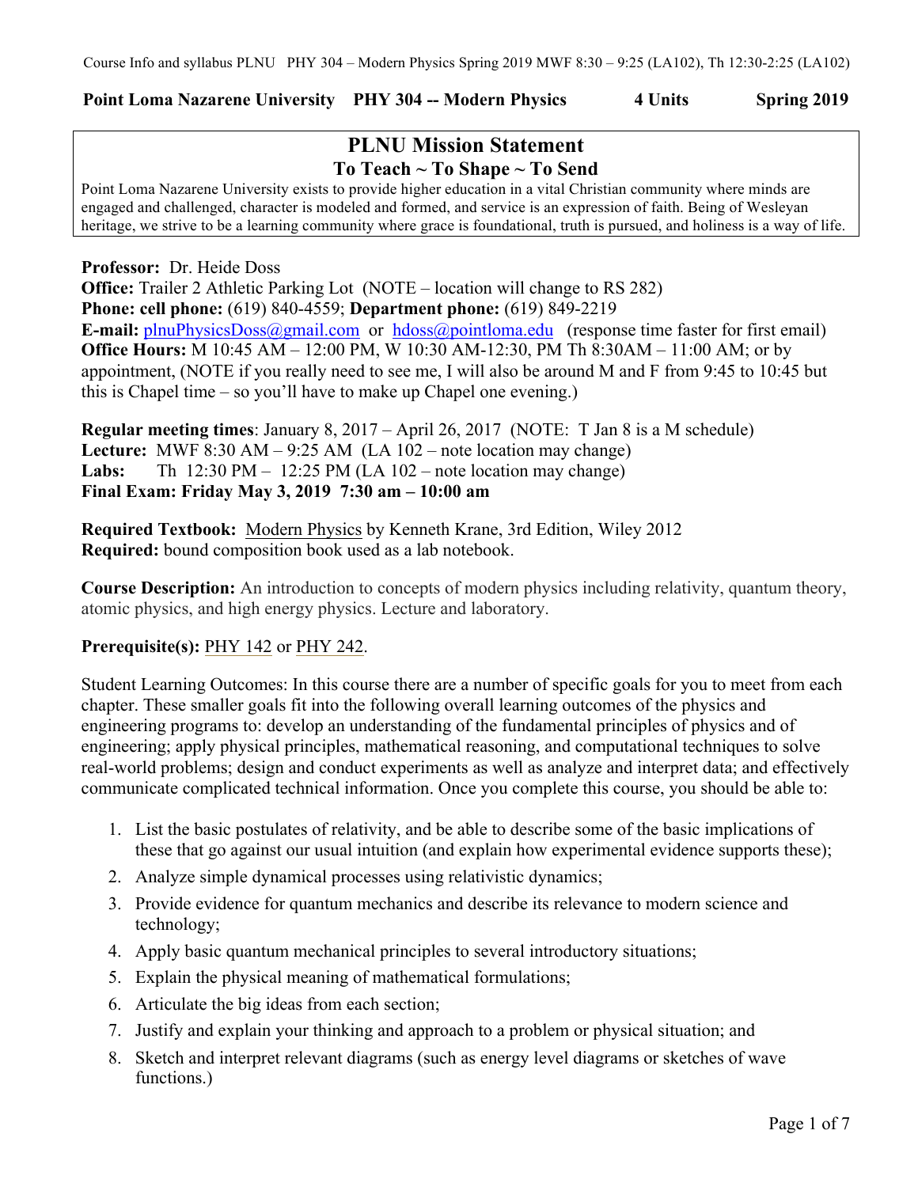**Point Loma Nazarene University PHY 304 -- Modern Physics 4 Units Spring 2019**

## PLNU Mission Statement

### To Teach ~ To Shape ~ To Send

Point Loma Nazarene University exists to provide higher education in a vital Christian community where minds are engaged and challenged, character is modeled and formed, and service is an expression of faith. Being of Wesleyan heritage, we strive to be a learning community where grace is foundational, truth is pursued, and holiness is a way of life.

**Professor:** Dr. Heide Doss
**Office:** Trailer 2 Athletic Parking Lot (NOTE – location will change to RS 282)
**Phone: cell phone:** (619) 840-4559; **Department phone:** (619) 849-2219
**E-mail:** plnuPhysicsDoss@gmail.com or hdoss@pointloma.edu (response time faster for first email)
**Office Hours:** M 10:45 AM – 12:00 PM, W 10:30 AM-12:30, PM Th 8:30AM – 11:00 AM; or by appointment, (NOTE if you really need to see me, I will also be around M and F from 9:45 to 10:45 but this is Chapel time – so you'll have to make up Chapel one evening.)

**Regular meeting times**: January 8, 2017 – April 26, 2017 (NOTE: T Jan 8 is a M schedule)
**Lecture:** MWF 8:30 AM – 9:25 AM (LA 102 – note location may change)
**Labs:** Th 12:30 PM – 12:25 PM (LA 102 – note location may change)
**Final Exam: Friday May 3, 2019 7:30 am – 10:00 am**

**Required Textbook:** Modern Physics by Kenneth Krane, 3rd Edition, Wiley 2012
**Required:** bound composition book used as a lab notebook.

**Course Description:** An introduction to concepts of modern physics including relativity, quantum theory, atomic physics, and high energy physics. Lecture and laboratory.

**Prerequisite(s):** PHY 142 or PHY 242.

Student Learning Outcomes: In this course there are a number of specific goals for you to meet from each chapter. These smaller goals fit into the following overall learning outcomes of the physics and engineering programs to: develop an understanding of the fundamental principles of physics and of engineering; apply physical principles, mathematical reasoning, and computational techniques to solve real-world problems; design and conduct experiments as well as analyze and interpret data; and effectively communicate complicated technical information. Once you complete this course, you should be able to:

1. List the basic postulates of relativity, and be able to describe some of the basic implications of these that go against our usual intuition (and explain how experimental evidence supports these);
2. Analyze simple dynamical processes using relativistic dynamics;
3. Provide evidence for quantum mechanics and describe its relevance to modern science and technology;
4. Apply basic quantum mechanical principles to several introductory situations;
5. Explain the physical meaning of mathematical formulations;
6. Articulate the big ideas from each section;
7. Justify and explain your thinking and approach to a problem or physical situation; and
8. Sketch and interpret relevant diagrams (such as energy level diagrams or sketches of wave functions.)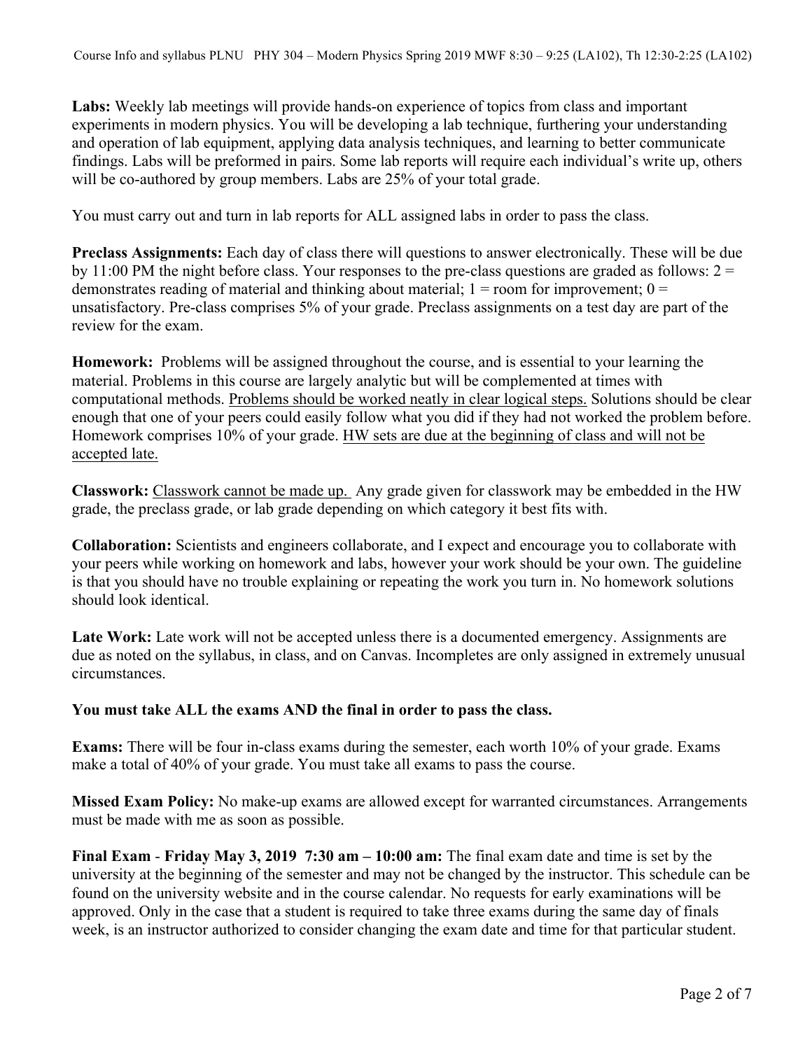**Labs:** Weekly lab meetings will provide hands-on experience of topics from class and important experiments in modern physics. You will be developing a lab technique, furthering your understanding and operation of lab equipment, applying data analysis techniques, and learning to better communicate findings. Labs will be preformed in pairs. Some lab reports will require each individual's write up, others will be co-authored by group members. Labs are 25% of your total grade.

You must carry out and turn in lab reports for ALL assigned labs in order to pass the class.

**Preclass Assignments:** Each day of class there will questions to answer electronically. These will be due by 11:00 PM the night before class. Your responses to the pre-class questions are graded as follows: 2 = demonstrates reading of material and thinking about material; 1 = room for improvement; 0 = unsatisfactory. Pre-class comprises 5% of your grade. Preclass assignments on a test day are part of the review for the exam.

**Homework:** Problems will be assigned throughout the course, and is essential to your learning the material. Problems in this course are largely analytic but will be complemented at times with computational methods. <u>Problems should be worked neatly in clear logical steps.</u> Solutions should be clear enough that one of your peers could easily follow what you did if they had not worked the problem before. Homework comprises 10% of your grade. <u>HW sets are due at the beginning of class and will not be accepted late.</u>

**Classwork:** <u>Classwork cannot be made up.</u> Any grade given for classwork may be embedded in the HW grade, the preclass grade, or lab grade depending on which category it best fits with.

**Collaboration:** Scientists and engineers collaborate, and I expect and encourage you to collaborate with your peers while working on homework and labs, however your work should be your own. The guideline is that you should have no trouble explaining or repeating the work you turn in. No homework solutions should look identical.

**Late Work:** Late work will not be accepted unless there is a documented emergency. Assignments are due as noted on the syllabus, in class, and on Canvas. Incompletes are only assigned in extremely unusual circumstances.

**You must take ALL the exams AND the final in order to pass the class.**

**Exams:** There will be four in-class exams during the semester, each worth 10% of your grade. Exams make a total of 40% of your grade. You must take all exams to pass the course.

**Missed Exam Policy:** No make-up exams are allowed except for warranted circumstances. Arrangements must be made with me as soon as possible.

**Final Exam - Friday May 3, 2019 7:30 am – 10:00 am:** The final exam date and time is set by the university at the beginning of the semester and may not be changed by the instructor. This schedule can be found on the university website and in the course calendar. No requests for early examinations will be approved. Only in the case that a student is required to take three exams during the same day of finals week, is an instructor authorized to consider changing the exam date and time for that particular student.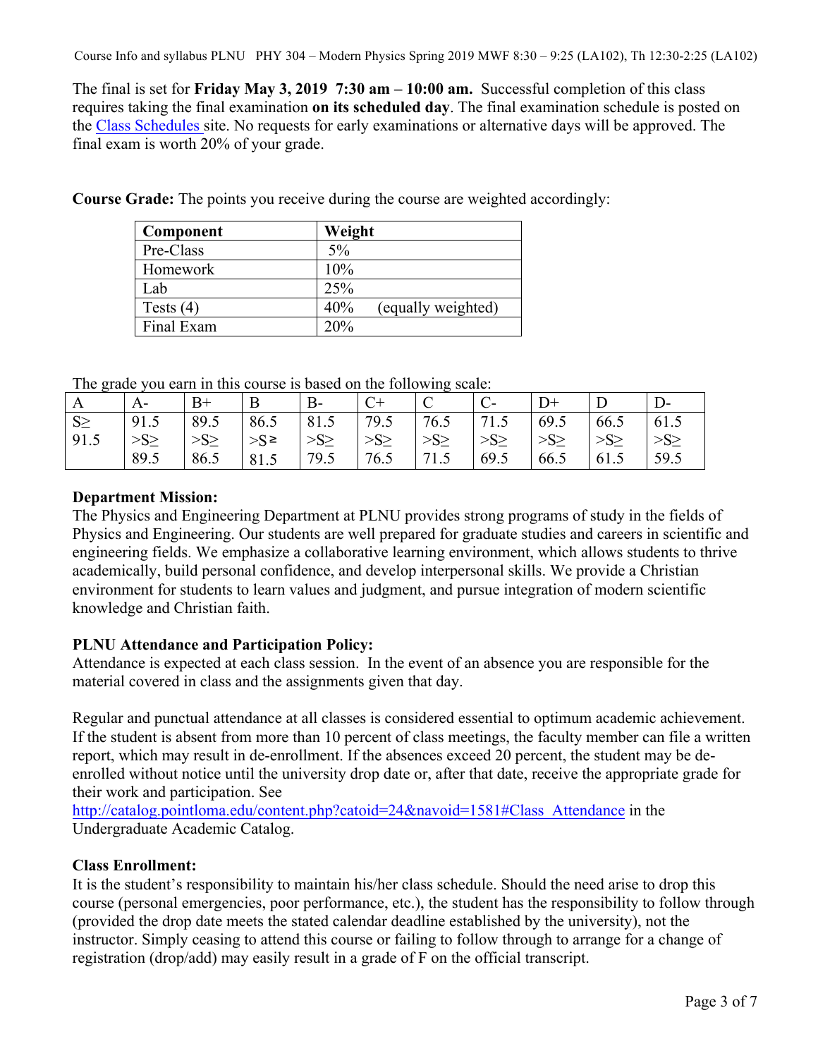The final is set for **Friday May 3, 2019 7:30 am – 10:00 am.** Successful completion of this class requires taking the final examination **on its scheduled day**. The final examination schedule is posted on the Class Schedules site. No requests for early examinations or alternative days will be approved. The final exam is worth 20% of your grade.

**Course Grade:** The points you receive during the course are weighted accordingly:

| Component | Weight |
|---|---|
| Pre-Class | 5% |
| Homework | 10% |
| Lab | 25% |
| Tests (4) | 40% (equally weighted) |
| Final Exam | 20% |

The grade you earn in this course is based on the following scale:

| A | A- | B+ | B | B- | C+ | C | C- | D+ | D | D- |
|---|---|---|---|---|---|---|---|---|---|---|
| S≥ 91.5 | 91.5 >S≥ 89.5 | 89.5 >S≥ 86.5 | 86.5 >S≥ 81.5 | 81.5 >S≥ 79.5 | 79.5 >S≥ 76.5 | 76.5 >S≥ 71.5 | 71.5 >S≥ 69.5 | 69.5 >S≥ 66.5 | 66.5 >S≥ 61.5 | 61.5 >S≥ 59.5 |

**Department Mission:**
The Physics and Engineering Department at PLNU provides strong programs of study in the fields of Physics and Engineering. Our students are well prepared for graduate studies and careers in scientific and engineering fields. We emphasize a collaborative learning environment, which allows students to thrive academically, build personal confidence, and develop interpersonal skills. We provide a Christian environment for students to learn values and judgment, and pursue integration of modern scientific knowledge and Christian faith.

**PLNU Attendance and Participation Policy:**
Attendance is expected at each class session. In the event of an absence you are responsible for the material covered in class and the assignments given that day.

Regular and punctual attendance at all classes is considered essential to optimum academic achievement. If the student is absent from more than 10 percent of class meetings, the faculty member can file a written report, which may result in de-enrollment. If the absences exceed 20 percent, the student may be de-enrolled without notice until the university drop date or, after that date, receive the appropriate grade for their work and participation. See http://catalog.pointloma.edu/content.php?catoid=24&navoid=1581#Class_Attendance in the Undergraduate Academic Catalog.

**Class Enrollment:**
It is the student's responsibility to maintain his/her class schedule. Should the need arise to drop this course (personal emergencies, poor performance, etc.), the student has the responsibility to follow through (provided the drop date meets the stated calendar deadline established by the university), not the instructor. Simply ceasing to attend this course or failing to follow through to arrange for a change of registration (drop/add) may easily result in a grade of F on the official transcript.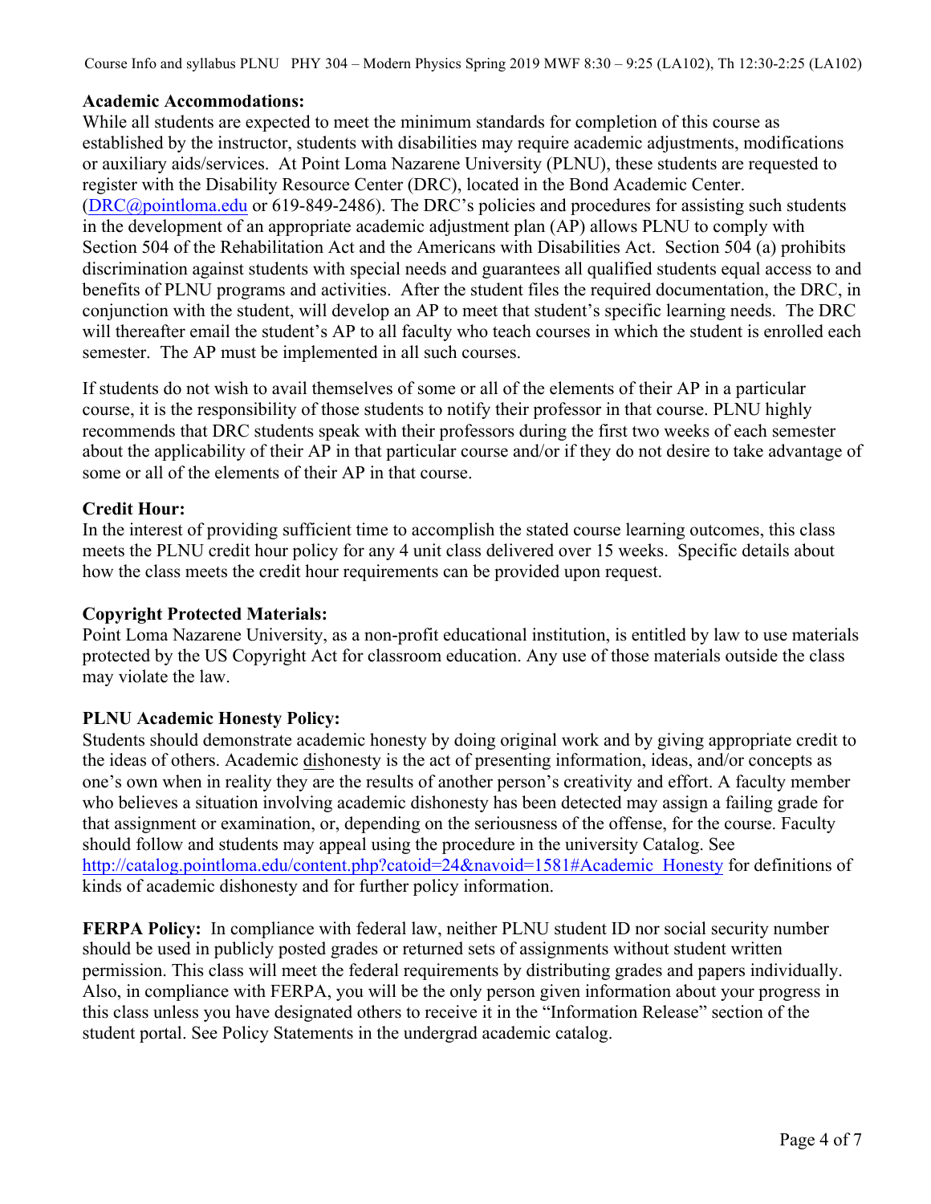**Academic Accommodations:**
While all students are expected to meet the minimum standards for completion of this course as established by the instructor, students with disabilities may require academic adjustments, modifications or auxiliary aids/services. At Point Loma Nazarene University (PLNU), these students are requested to register with the Disability Resource Center (DRC), located in the Bond Academic Center. (DRC@pointloma.edu or 619-849-2486). The DRC's policies and procedures for assisting such students in the development of an appropriate academic adjustment plan (AP) allows PLNU to comply with Section 504 of the Rehabilitation Act and the Americans with Disabilities Act. Section 504 (a) prohibits discrimination against students with special needs and guarantees all qualified students equal access to and benefits of PLNU programs and activities. After the student files the required documentation, the DRC, in conjunction with the student, will develop an AP to meet that student's specific learning needs. The DRC will thereafter email the student's AP to all faculty who teach courses in which the student is enrolled each semester. The AP must be implemented in all such courses.

If students do not wish to avail themselves of some or all of the elements of their AP in a particular course, it is the responsibility of those students to notify their professor in that course. PLNU highly recommends that DRC students speak with their professors during the first two weeks of each semester about the applicability of their AP in that particular course and/or if they do not desire to take advantage of some or all of the elements of their AP in that course.

**Credit Hour:**
In the interest of providing sufficient time to accomplish the stated course learning outcomes, this class meets the PLNU credit hour policy for any 4 unit class delivered over 15 weeks. Specific details about how the class meets the credit hour requirements can be provided upon request.

**Copyright Protected Materials:**
Point Loma Nazarene University, as a non-profit educational institution, is entitled by law to use materials protected by the US Copyright Act for classroom education. Any use of those materials outside the class may violate the law.

**PLNU Academic Honesty Policy:**
Students should demonstrate academic honesty by doing original work and by giving appropriate credit to the ideas of others. Academic dishonesty is the act of presenting information, ideas, and/or concepts as one's own when in reality they are the results of another person's creativity and effort. A faculty member who believes a situation involving academic dishonesty has been detected may assign a failing grade for that assignment or examination, or, depending on the seriousness of the offense, for the course. Faculty should follow and students may appeal using the procedure in the university Catalog. See http://catalog.pointloma.edu/content.php?catoid=24&navoid=1581#Academic_Honesty for definitions of kinds of academic dishonesty and for further policy information.

**FERPA Policy:** In compliance with federal law, neither PLNU student ID nor social security number should be used in publicly posted grades or returned sets of assignments without student written permission. This class will meet the federal requirements by distributing grades and papers individually. Also, in compliance with FERPA, you will be the only person given information about your progress in this class unless you have designated others to receive it in the "Information Release" section of the student portal. See Policy Statements in the undergrad academic catalog.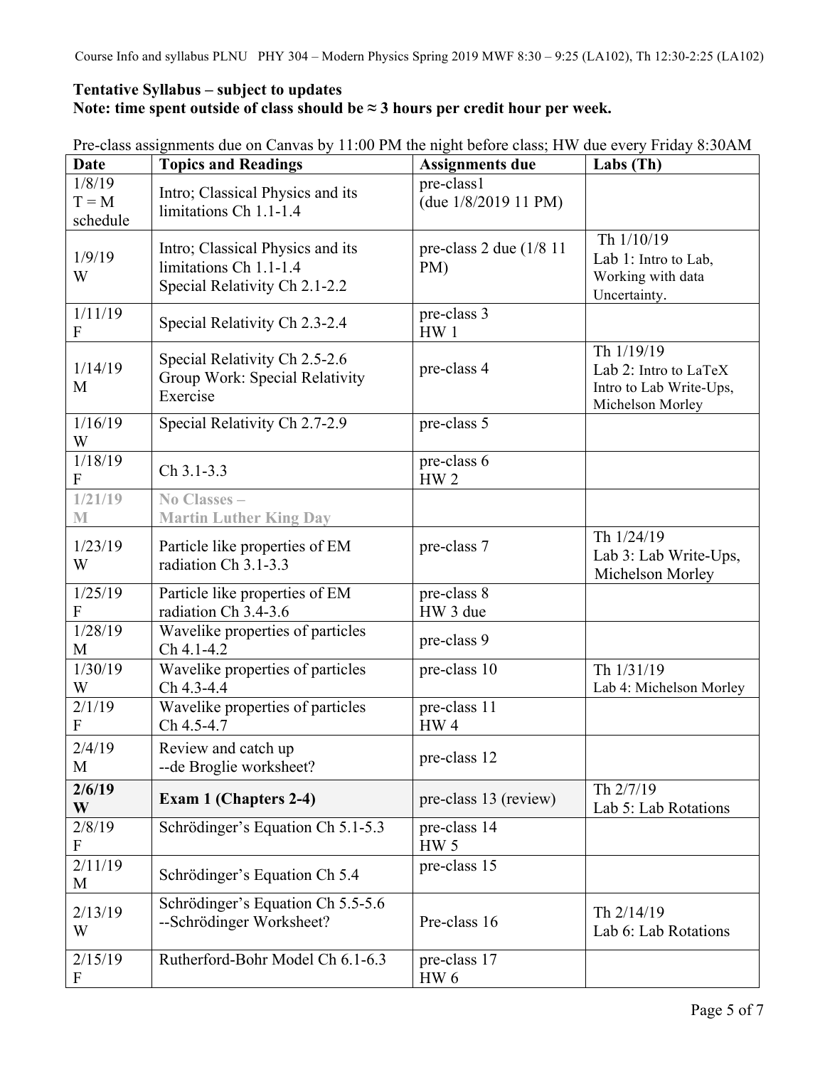**Tentative Syllabus – subject to updates**
**Note: time spent outside of class should be ≈ 3 hours per credit hour per week.**

Pre-class assignments due on Canvas by 11:00 PM the night before class; HW due every Friday 8:30AM

| Date | Topics and Readings | Assignments due | Labs (Th) |
|---|---|---|---|
| 1/8/19 T = M schedule | Intro; Classical Physics and its limitations Ch 1.1-1.4 | pre-class1 (due 1/8/2019 11 PM) | |
| 1/9/19 W | Intro; Classical Physics and its limitations Ch 1.1-1.4 Special Relativity Ch 2.1-2.2 | pre-class 2 due (1/8 11 PM) | Th 1/10/19 Lab 1: Intro to Lab, Working with data Uncertainty. |
| 1/11/19 F | Special Relativity Ch 2.3-2.4 | pre-class 3 HW 1 | |
| 1/14/19 M | Special Relativity Ch 2.5-2.6 Group Work: Special Relativity Exercise | pre-class 4 | Th 1/19/19 Lab 2: Intro to LaTeX Intro to Lab Write-Ups, Michelson Morley |
| 1/16/19 W | Special Relativity Ch 2.7-2.9 | pre-class 5 | |
| 1/18/19 F | Ch 3.1-3.3 | pre-class 6 HW 2 | |
| 1/21/19 M | **No Classes – Martin Luther King Day** | | |
| 1/23/19 W | Particle like properties of EM radiation Ch 3.1-3.3 | pre-class 7 | Th 1/24/19 Lab 3: Lab Write-Ups, Michelson Morley |
| 1/25/19 F | Particle like properties of EM radiation Ch 3.4-3.6 | pre-class 8 HW 3 due | |
| 1/28/19 M | Wavelike properties of particles Ch 4.1-4.2 | pre-class 9 | |
| 1/30/19 W | Wavelike properties of particles Ch 4.3-4.4 | pre-class 10 | Th 1/31/19 Lab 4: Michelson Morley |
| 2/1/19 F | Wavelike properties of particles Ch 4.5-4.7 | pre-class 11 HW 4 | |
| 2/4/19 M | Review and catch up --de Broglie worksheet? | pre-class 12 | |
| **2/6/19 W** | **Exam 1 (Chapters 2-4)** | pre-class 13 (review) | Th 2/7/19 Lab 5: Lab Rotations |
| 2/8/19 F | Schrödinger's Equation Ch 5.1-5.3 | pre-class 14 HW 5 | |
| 2/11/19 M | Schrödinger's Equation Ch 5.4 | pre-class 15 | |
| 2/13/19 W | Schrödinger's Equation Ch 5.5-5.6 --Schrödinger Worksheet? | Pre-class 16 | Th 2/14/19 Lab 6: Lab Rotations |
| 2/15/19 F | Rutherford-Bohr Model Ch 6.1-6.3 | pre-class 17 HW 6 | |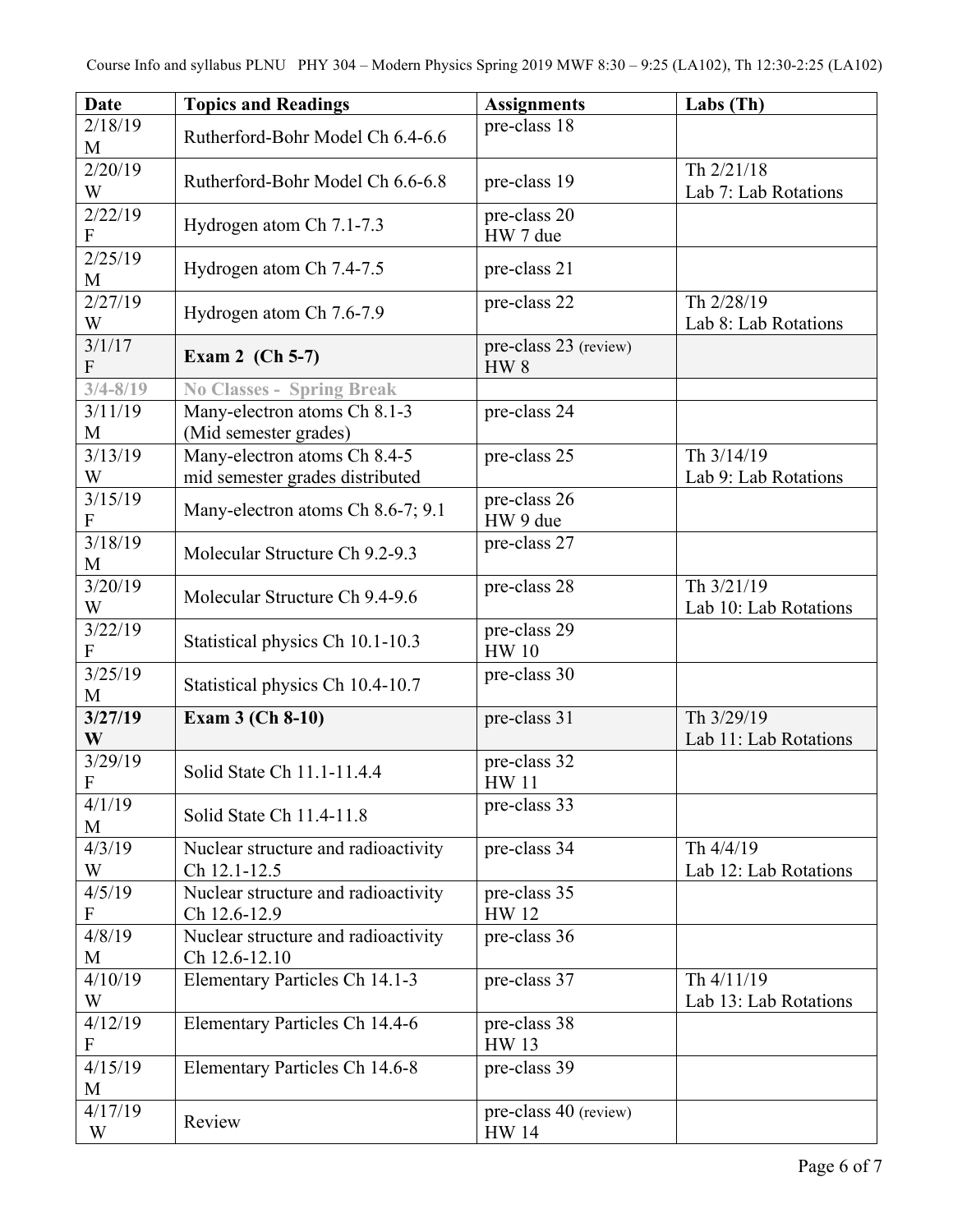| Date | Topics and Readings | Assignments | Labs (Th) |
|---|---|---|---|
| 2/18/19 M | Rutherford-Bohr Model Ch 6.4-6.6 | pre-class 18 | |
| 2/20/19 W | Rutherford-Bohr Model Ch 6.6-6.8 | pre-class 19 | Th 2/21/18 Lab 7: Lab Rotations |
| 2/22/19 F | Hydrogen atom Ch 7.1-7.3 | pre-class 20 HW 7 due | |
| 2/25/19 M | Hydrogen atom Ch 7.4-7.5 | pre-class 21 | |
| 2/27/19 W | Hydrogen atom Ch 7.6-7.9 | pre-class 22 | Th 2/28/19 Lab 8: Lab Rotations |
| 3/1/17 F | **Exam 2 (Ch 5-7)** | pre-class 23 (review) HW 8 | |
| **3/4-8/19** | **No Classes - Spring Break** | | |
| 3/11/19 M | Many-electron atoms Ch 8.1-3 (Mid semester grades) | pre-class 24 | |
| 3/13/19 W | Many-electron atoms Ch 8.4-5 mid semester grades distributed | pre-class 25 | Th 3/14/19 Lab 9: Lab Rotations |
| 3/15/19 F | Many-electron atoms Ch 8.6-7; 9.1 | pre-class 26 HW 9 due | |
| 3/18/19 M | Molecular Structure Ch 9.2-9.3 | pre-class 27 | |
| 3/20/19 W | Molecular Structure Ch 9.4-9.6 | pre-class 28 | Th 3/21/19 Lab 10: Lab Rotations |
| 3/22/19 F | Statistical physics Ch 10.1-10.3 | pre-class 29 HW 10 | |
| 3/25/19 M | Statistical physics Ch 10.4-10.7 | pre-class 30 | |
| **3/27/19 W** | **Exam 3 (Ch 8-10)** | pre-class 31 | Th 3/29/19 Lab 11: Lab Rotations |
| 3/29/19 F | Solid State Ch 11.1-11.4.4 | pre-class 32 HW 11 | |
| 4/1/19 M | Solid State Ch 11.4-11.8 | pre-class 33 | |
| 4/3/19 W | Nuclear structure and radioactivity Ch 12.1-12.5 | pre-class 34 | Th 4/4/19 Lab 12: Lab Rotations |
| 4/5/19 F | Nuclear structure and radioactivity Ch 12.6-12.9 | pre-class 35 HW 12 | |
| 4/8/19 M | Nuclear structure and radioactivity Ch 12.6-12.10 | pre-class 36 | |
| 4/10/19 W | Elementary Particles Ch 14.1-3 | pre-class 37 | Th 4/11/19 Lab 13: Lab Rotations |
| 4/12/19 F | Elementary Particles Ch 14.4-6 | pre-class 38 HW 13 | |
| 4/15/19 M | Elementary Particles Ch 14.6-8 | pre-class 39 | |
| 4/17/19 W | Review | pre-class 40 (review) HW 14 | |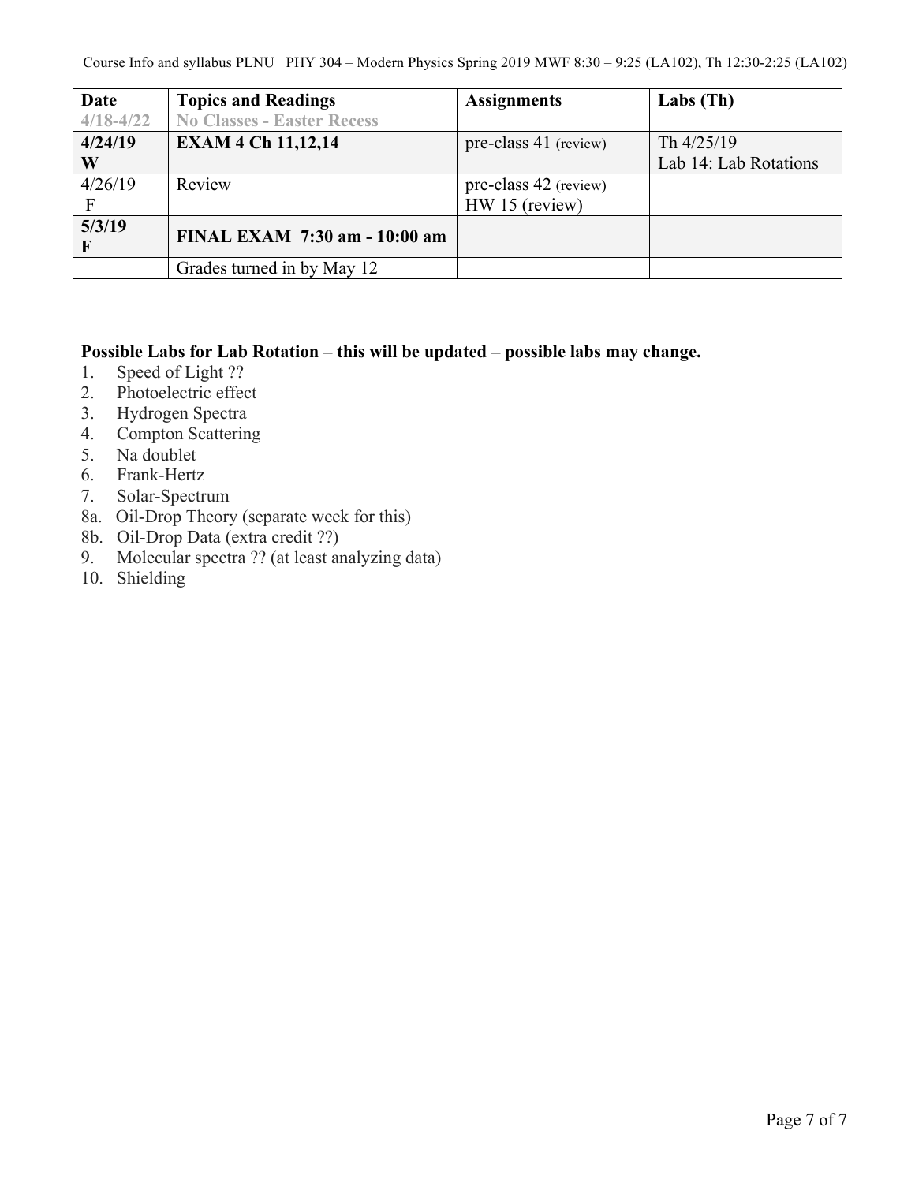| Date | Topics and Readings | Assignments | Labs (Th) |
| --- | --- | --- | --- |
| 4/18-4/22 | No Classes - Easter Recess | | |
| **4/24/19 W** | **EXAM 4 Ch 11,12,14** | pre-class 41 (review) | Th 4/25/19 Lab 14: Lab Rotations |
| 4/26/19 F | Review | pre-class 42 (review) HW 15 (review) | |
| **5/3/19 F** | **FINAL EXAM 7:30 am - 10:00 am** | | |
| | Grades turned in by May 12 | | |

**Possible Labs for Lab Rotation – this will be updated – possible labs may change.**

1. Speed of Light ??
2. Photoelectric effect
3. Hydrogen Spectra
4. Compton Scattering
5. Na doublet
6. Frank-Hertz
7. Solar-Spectrum

8a. Oil-Drop Theory (separate week for this)

8b. Oil-Drop Data (extra credit ??)

9. Molecular spectra ?? (at least analyzing data)
10. Shielding